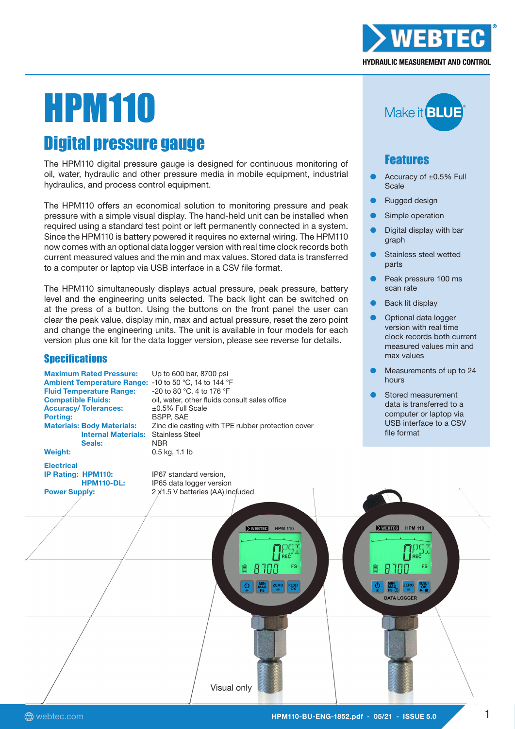WEBTEC

HYDRAULIC MEASUREMENT AND CONTROL

# HPM110

## Digital pressure gauge

The HPM110 digital pressure gauge is designed for continuous monitoring of oil, water, hydraulic and other pressure media in mobile equipment, industrial hydraulics, and process control equipment.

The HPM110 offers an economical solution to monitoring pressure and peak pressure with a simple visual display. The hand-held unit can be installed when required using a standard test point or left permanently connected in a system. Since the HPM110 is battery powered it requires no external wiring. The HPM110 now comes with an optional data logger version with real time clock records both current measured values and the min and max values. Stored data is transferred to a computer or laptop via USB interface in a CSV file format.

The HPM110 simultaneously displays actual pressure, peak pressure, battery level and the engineering units selected. The back light can be switched on at the press of a button. Using the buttons on the front panel the user can clear the peak value, display min, max and actual pressure, reset the zero point and change the engineering units. The unit is available in four models for each version plus one kit for the data logger version, please see reverse for details.

Make it BLUE

## Features

- Accuracy of ±0.5% Full Scale
- Rugged design
- Simple operation
- Digital display with bar graph
- Stainless steel wetted parts
- Peak pressure 100 ms scan rate
- Back lit display
- Optional data logger version with real time clock records both current measured values min and max values
- Measurements of up to 24 hours
- Stored measurement data is transferred to a computer or laptop via USB interface to a CSV file format

## Specifications

| | |
|---|---|
| **Maximum Rated Pressure:** | Up to 600 bar, 8700 psi |
| **Ambient Temperature Range:** | -10 to 50 °C, 14 to 144 °F |
| **Fluid Temperature Range:** | -20 to 80 °C, 4 to 176 °F |
| **Compatible Fluids:** | oil, water, other fluids consult sales office |
| **Accuracy/ Tolerances:** | ±0.5% Full Scale |
| **Porting:** | BSPP, SAE |
| **Materials: Body Materials:** | Zinc die casting with TPE rubber protection cover |
| **Internal Materials:** | Stainless Steel |
| **Seals:** | NBR |
| **Weight:** | 0.5 kg, 1.1 lb |
| **Electrical** | |
| **IP Rating: HPM110:** | IP67 standard version, |
| **HPM110-DL:** | IP65 data logger version |
| **Power Supply:** | 2 x1.5 V batteries (AA) included |

Visual only

webtec.com

HPM110-BU-ENG-1852.pdf - 05/21 - ISSUE 5.0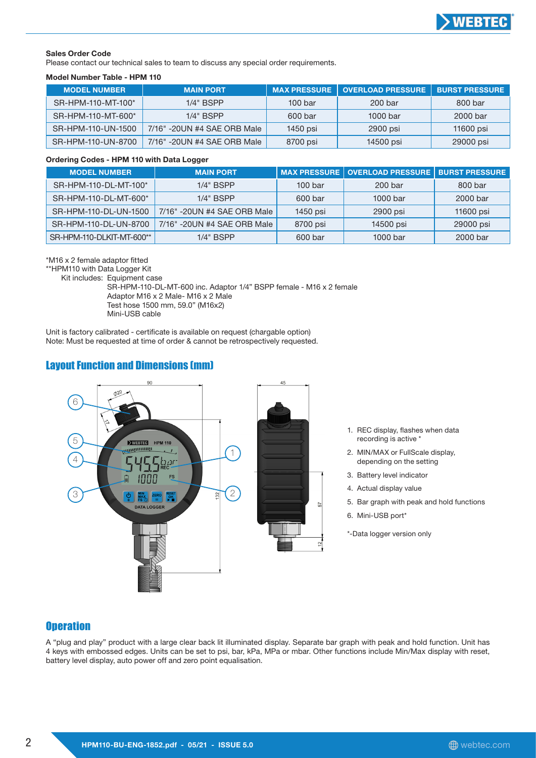**Sales Order Code**
Please contact our technical sales to team to discuss any special order requirements.

**Model Number Table - HPM 110**

| MODEL NUMBER | MAIN PORT | MAX PRESSURE | OVERLOAD PRESSURE | BURST PRESSURE |
|---|---|---|---|---|
| SR-HPM-110-MT-100* | 1/4" BSPP | 100 bar | 200 bar | 800 bar |
| SR-HPM-110-MT-600* | 1/4" BSPP | 600 bar | 1000 bar | 2000 bar |
| SR-HPM-110-UN-1500 | 7/16" -20UN #4 SAE ORB Male | 1450 psi | 2900 psi | 11600 psi |
| SR-HPM-110-UN-8700 | 7/16" -20UN #4 SAE ORB Male | 8700 psi | 14500 psi | 29000 psi |

**Ordering Codes - HPM 110 with Data Logger**

| MODEL NUMBER | MAIN PORT | MAX PRESSURE | OVERLOAD PRESSURE | BURST PRESSURE |
|---|---|---|---|---|
| SR-HPM-110-DL-MT-100* | 1/4" BSPP | 100 bar | 200 bar | 800 bar |
| SR-HPM-110-DL-MT-600* | 1/4" BSPP | 600 bar | 1000 bar | 2000 bar |
| SR-HPM-110-DL-UN-1500 | 7/16" -20UN #4 SAE ORB Male | 1450 psi | 2900 psi | 11600 psi |
| SR-HPM-110-DL-UN-8700 | 7/16" -20UN #4 SAE ORB Male | 8700 psi | 14500 psi | 29000 psi |
| SR-HPM-110-DLKIT-MT-600** | 1/4" BSPP | 600 bar | 1000 bar | 2000 bar |

*M16 x 2 female adaptor fitted
**HPM110 with Data Logger Kit
Kit includes: Equipment case
SR-HPM-110-DL-MT-600 inc. Adaptor 1/4" BSPP female - M16 x 2 female
Adaptor M16 x 2 Male- M16 x 2 Male
Test hose 1500 mm, 59.0" (M16x2)
Mini-USB cable

Unit is factory calibrated - certificate is available on request (chargable option)
Note: Must be requested at time of order & cannot be retrospectively requested.

## Layout Function and Dimensions (mm)

1. REC display, flashes when data recording is active *
2. MIN/MAX or FullScale display, depending on the setting
3. Battery level indicator
4. Actual display value
5. Bar graph with peak and hold functions
6. Mini-USB port*

*-Data logger version only

## Operation

A "plug and play" product with a large clear back lit illuminated display. Separate bar graph with peak and hold function. Unit has 4 keys with embossed edges. Units can be set to psi, bar, kPa, MPa or mbar. Other functions include Min/Max display with reset, battery level display, auto power off and zero point equalisation.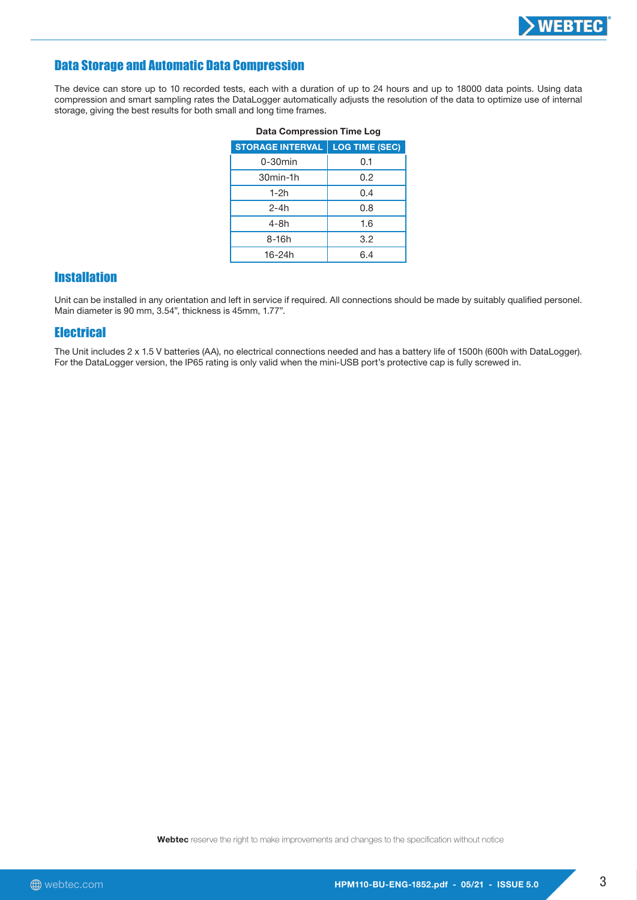## Data Storage and Automatic Data Compression

The device can store up to 10 recorded tests, each with a duration of up to 24 hours and up to 18000 data points. Using data compression and smart sampling rates the DataLogger automatically adjusts the resolution of the data to optimize use of internal storage, giving the best results for both small and long time frames.

**Data Compression Time Log**

| STORAGE INTERVAL | LOG TIME (SEC) |
|---|---|
| 0-30min | 0.1 |
| 30min-1h | 0.2 |
| 1-2h | 0.4 |
| 2-4h | 0.8 |
| 4-8h | 1.6 |
| 8-16h | 3.2 |
| 16-24h | 6.4 |

## Installation

Unit can be installed in any orientation and left in service if required. All connections should be made by suitably qualified personel. Main diameter is 90 mm, 3.54", thickness is 45mm, 1.77".

## Electrical

The Unit includes 2 x 1.5 V batteries (AA), no electrical connections needed and has a battery life of 1500h (600h with DataLogger). For the DataLogger version, the IP65 rating is only valid when the mini-USB port's protective cap is fully screwed in.

**Webtec** reserve the right to make improvements and changes to the specification without notice